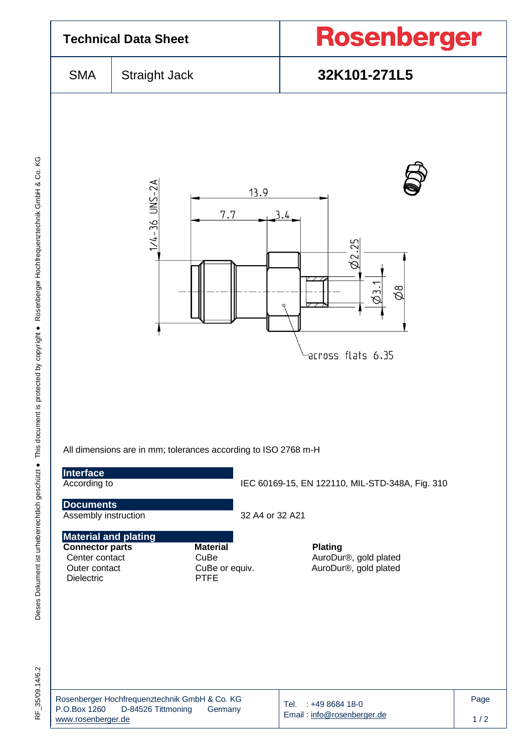# Technical Data Sheet

**Rosenberger**

| SMA | Straight Jack | **32K101-271L5** |
|---|---|---|

1/4-36 UNS-2A

13.9

7.7

3.4

Ø2.25

Ø3.1

Ø8

across flats 6.35

All dimensions are in mm; tolerances according to ISO 2768 m-H

## Interface

According to IEC 60169-15, EN 122110, MIL-STD-348A, Fig. 310

## Documents

Assembly instruction 32 A4 or 32 A21

## Material and plating

| **Connector parts** | **Material** | **Plating** |
|---|---|---|
| Center contact | CuBe | AuroDur®, gold plated |
| Outer contact | CuBe or equiv. | AuroDur®, gold plated |
| Dielectric | PTFE | |

Rosenberger Hochfrequenztechnik GmbH & Co. KG
P.O.Box 1260 D-84526 Tittmoning Germany
www.rosenberger.de

Tel. : +49 8684 18-0
Email : info@rosenberger.de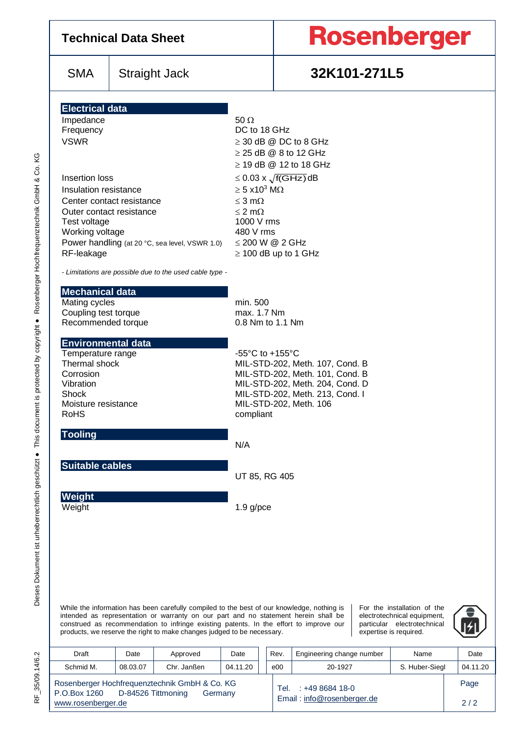# Technical Data Sheet

**Rosenberger**

| | | |
|---|---|---|
| SMA | Straight Jack | **32K101-271L5** |

## Electrical data

| | |
|---|---|
| Impedance | 50 Ω |
| Frequency | DC to 18 GHz |
| VSWR | ≥ 30 dB @ DC to 8 GHz |
| | ≥ 25 dB @ 8 to 12 GHz |
| | ≥ 19 dB @ 12 to 18 GHz |
| Insertion loss | ≤ $0.03 \times \sqrt{f(GHz)}$ dB |
| Insulation resistance | ≥ 5 $\times 10^3$ MΩ |
| Center contact resistance | ≤ 3 mΩ |
| Outer contact resistance | ≤ 2 mΩ |
| Test voltage | 1000 V rms |
| Working voltage | 480 V rms |
| Power handling (at 20 °C, sea level, VSWR 1.0) | ≤ 200 W @ 2 GHz |
| RF-leakage | ≥ 100 dB up to 1 GHz |

*- Limitations are possible due to the used cable type -*

## Mechanical data

| | |
|---|---|
| Mating cycles | min. 500 |
| Coupling test torque | max. 1.7 Nm |
| Recommended torque | 0.8 Nm to 1.1 Nm |

## Environmental data

| | |
|---|---|
| Temperature range | -55°C to +155°C |
| Thermal shock | MIL-STD-202, Meth. 107, Cond. B |
| Corrosion | MIL-STD-202, Meth. 101, Cond. B |
| Vibration | MIL-STD-202, Meth. 204, Cond. D |
| Shock | MIL-STD-202, Meth. 213, Cond. I |
| Moisture resistance | MIL-STD-202, Meth. 106 |
| RoHS | compliant |

## Tooling

N/A

## Suitable cables

UT 85, RG 405

## Weight

| | |
|---|---|
| Weight | 1.9 g/pce |

While the information has been carefully compiled to the best of our knowledge, nothing is intended as representation or warranty on our part and no statement herein shall be construed as recommendation to infringe existing patents. In the effort to improve our products, we reserve the right to make changes judged to be necessary.

For the installation of the electrotechnical equipment, particular electrotechnical expertise is required.

| Draft | Date | Approved | Date | Rev. | Engineering change number | Name | Date |
|---|---|---|---|---|---|---|---|
| Schmid M. | 08.03.07 | Chr. Janßen | 04.11.20 | e00 | 20-1927 | S. Huber-Siegl | 04.11.20 |

Rosenberger Hochfrequenztechnik GmbH & Co. KG
P.O.Box 1260 D-84526 Tittmoning Germany
www.rosenberger.de

Tel. : +49 8684 18-0
Email : info@rosenberger.de

RF_35/09.14/6.2

Dieses Dokument ist urheberrechtlich geschützt ● This document is protected by copyright ● Rosenberger Hochfrequenztechnik GmbH & Co. KG